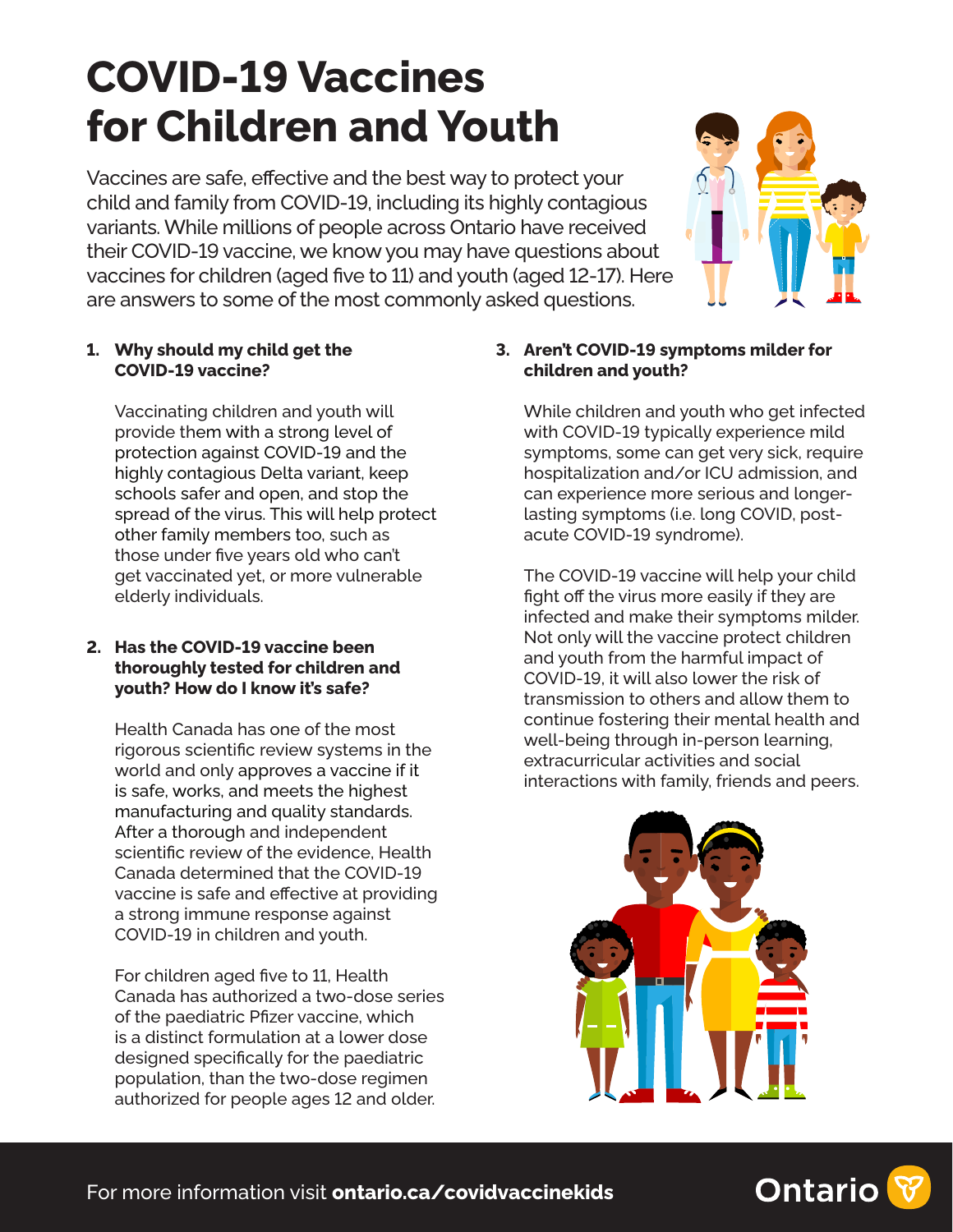# COVID-19 Vaccines for Children and Youth

Vaccines are safe, effective and the best way to protect your child and family from COVID-19, including its highly contagious variants. While millions of people across Ontario have received their COVID-19 vaccine, we know you may have questions about vaccines for children (aged five to 11) and youth (aged 12-17). Here are answers to some of the most commonly asked questions.

1. **Why should my child get the COVID-19 vaccine?**

   Vaccinating children and youth will provide them with a strong level of protection against COVID-19 and the highly contagious Delta variant, keep schools safer and open, and stop the spread of the virus. This will help protect other family members too, such as those under five years old who can't get vaccinated yet, or more vulnerable elderly individuals.

2. **Has the COVID-19 vaccine been thoroughly tested for children and youth? How do I know it's safe?**

   Health Canada has one of the most rigorous scientific review systems in the world and only approves a vaccine if it is safe, works, and meets the highest manufacturing and quality standards. After a thorough and independent scientific review of the evidence, Health Canada determined that the COVID-19 vaccine is safe and effective at providing a strong immune response against COVID-19 in children and youth.

   For children aged five to 11, Health Canada has authorized a two-dose series of the paediatric Pfizer vaccine, which is a distinct formulation at a lower dose designed specifically for the paediatric population, than the two-dose regimen authorized for people ages 12 and older.

3. **Aren't COVID-19 symptoms milder for children and youth?**

   While children and youth who get infected with COVID-19 typically experience mild symptoms, some can get very sick, require hospitalization and/or ICU admission, and can experience more serious and longer-lasting symptoms (i.e. long COVID, post-acute COVID-19 syndrome).

   The COVID-19 vaccine will help your child fight off the virus more easily if they are infected and make their symptoms milder. Not only will the vaccine protect children and youth from the harmful impact of COVID-19, it will also lower the risk of transmission to others and allow them to continue fostering their mental health and well-being through in-person learning, extracurricular activities and social interactions with family, friends and peers.

For more information visit **ontario.ca/covidvaccinekids**

Ontario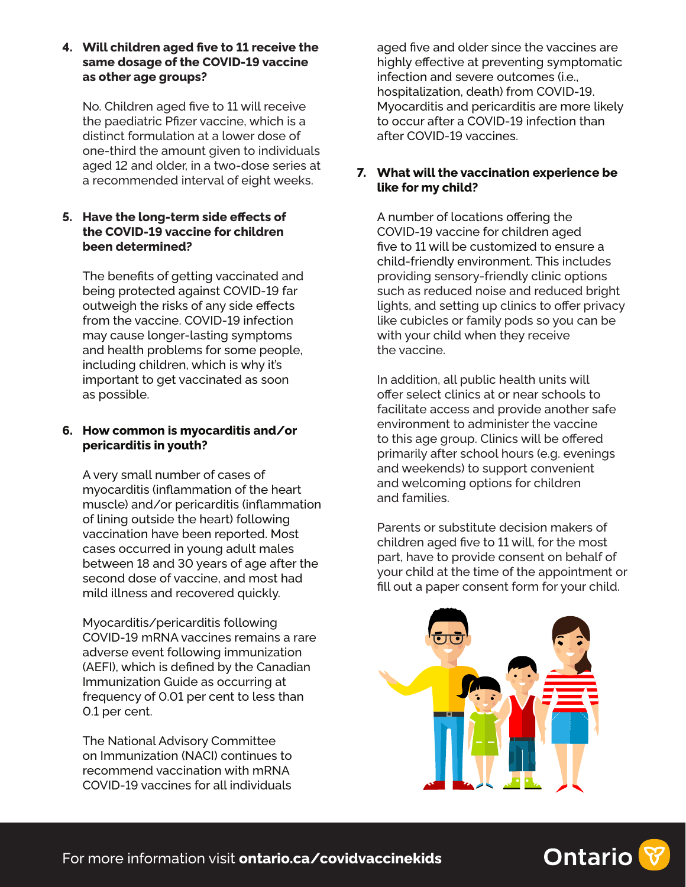4. **Will children aged five to 11 receive the same dosage of the COVID-19 vaccine as other age groups?**

   No. Children aged five to 11 will receive the paediatric Pfizer vaccine, which is a distinct formulation at a lower dose of one-third the amount given to individuals aged 12 and older, in a two-dose series at a recommended interval of eight weeks.

5. **Have the long-term side effects of the COVID-19 vaccine for children been determined?**

   The benefits of getting vaccinated and being protected against COVID-19 far outweigh the risks of any side effects from the vaccine. COVID-19 infection may cause longer-lasting symptoms and health problems for some people, including children, which is why it's important to get vaccinated as soon as possible.

6. **How common is myocarditis and/or pericarditis in youth?**

   A very small number of cases of myocarditis (inflammation of the heart muscle) and/or pericarditis (inflammation of lining outside the heart) following vaccination have been reported. Most cases occurred in young adult males between 18 and 30 years of age after the second dose of vaccine, and most had mild illness and recovered quickly.

   Myocarditis/pericarditis following COVID-19 mRNA vaccines remains a rare adverse event following immunization (AEFI), which is defined by the Canadian Immunization Guide as occurring at frequency of 0.01 per cent to less than 0.1 per cent.

   The National Advisory Committee on Immunization (NACI) continues to recommend vaccination with mRNA COVID-19 vaccines for all individuals aged five and older since the vaccines are highly effective at preventing symptomatic infection and severe outcomes (i.e., hospitalization, death) from COVID-19. Myocarditis and pericarditis are more likely to occur after a COVID-19 infection than after COVID-19 vaccines.

7. **What will the vaccination experience be like for my child?**

   A number of locations offering the COVID-19 vaccine for children aged five to 11 will be customized to ensure a child-friendly environment. This includes providing sensory-friendly clinic options such as reduced noise and reduced bright lights, and setting up clinics to offer privacy like cubicles or family pods so you can be with your child when they receive the vaccine.

   In addition, all public health units will offer select clinics at or near schools to facilitate access and provide another safe environment to administer the vaccine to this age group. Clinics will be offered primarily after school hours (e.g. evenings and weekends) to support convenient and welcoming options for children and families.

   Parents or substitute decision makers of children aged five to 11 will, for the most part, have to provide consent on behalf of your child at the time of the appointment or fill out a paper consent form for your child.

For more information visit **ontario.ca/covidvaccinekids**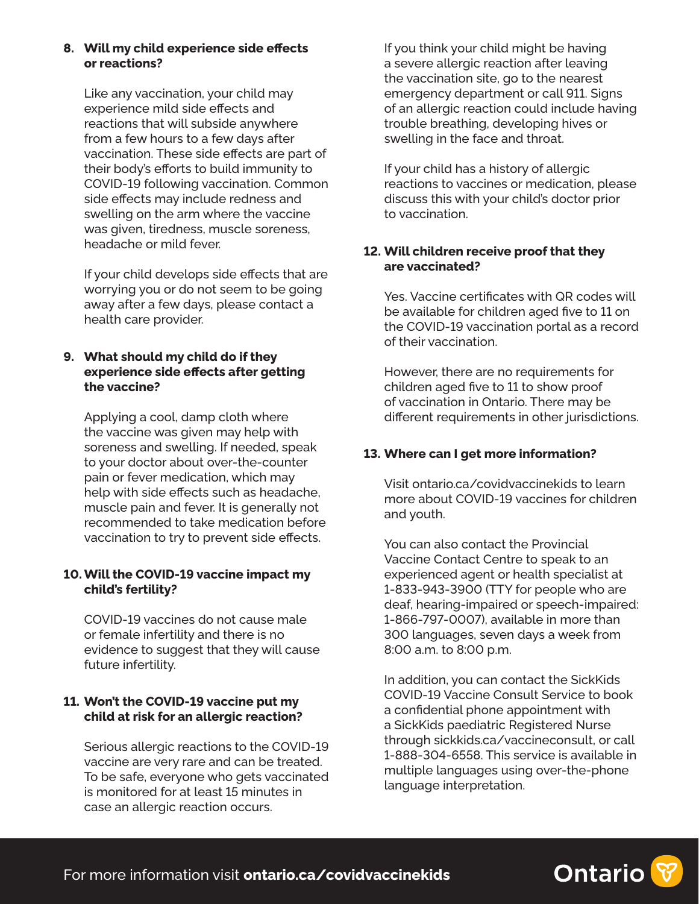## 8. Will my child experience side effects or reactions?

Like any vaccination, your child may experience mild side effects and reactions that will subside anywhere from a few hours to a few days after vaccination. These side effects are part of their body's efforts to build immunity to COVID-19 following vaccination. Common side effects may include redness and swelling on the arm where the vaccine was given, tiredness, muscle soreness, headache or mild fever.

If your child develops side effects that are worrying you or do not seem to be going away after a few days, please contact a health care provider.

## 9. What should my child do if they experience side effects after getting the vaccine?

Applying a cool, damp cloth where the vaccine was given may help with soreness and swelling. If needed, speak to your doctor about over-the-counter pain or fever medication, which may help with side effects such as headache, muscle pain and fever. It is generally not recommended to take medication before vaccination to try to prevent side effects.

## 10. Will the COVID-19 vaccine impact my child's fertility?

COVID-19 vaccines do not cause male or female infertility and there is no evidence to suggest that they will cause future infertility.

## 11. Won't the COVID-19 vaccine put my child at risk for an allergic reaction?

Serious allergic reactions to the COVID-19 vaccine are very rare and can be treated. To be safe, everyone who gets vaccinated is monitored for at least 15 minutes in case an allergic reaction occurs.

If you think your child might be having a severe allergic reaction after leaving the vaccination site, go to the nearest emergency department or call 911. Signs of an allergic reaction could include having trouble breathing, developing hives or swelling in the face and throat.

If your child has a history of allergic reactions to vaccines or medication, please discuss this with your child's doctor prior to vaccination.

## 12. Will children receive proof that they are vaccinated?

Yes. Vaccine certificates with QR codes will be available for children aged five to 11 on the COVID-19 vaccination portal as a record of their vaccination.

However, there are no requirements for children aged five to 11 to show proof of vaccination in Ontario. There may be different requirements in other jurisdictions.

## 13. Where can I get more information?

Visit ontario.ca/covidvaccinekids to learn more about COVID-19 vaccines for children and youth.

You can also contact the Provincial Vaccine Contact Centre to speak to an experienced agent or health specialist at 1-833-943-3900 (TTY for people who are deaf, hearing-impaired or speech-impaired: 1-866-797-0007), available in more than 300 languages, seven days a week from 8:00 a.m. to 8:00 p.m.

In addition, you can contact the SickKids COVID-19 Vaccine Consult Service to book a confidential phone appointment with a SickKids paediatric Registered Nurse through sickkids.ca/vaccineconsult, or call 1-888-304-6558. This service is available in multiple languages using over-the-phone language interpretation.

For more information visit **ontario.ca/covidvaccinekids**

Ontario